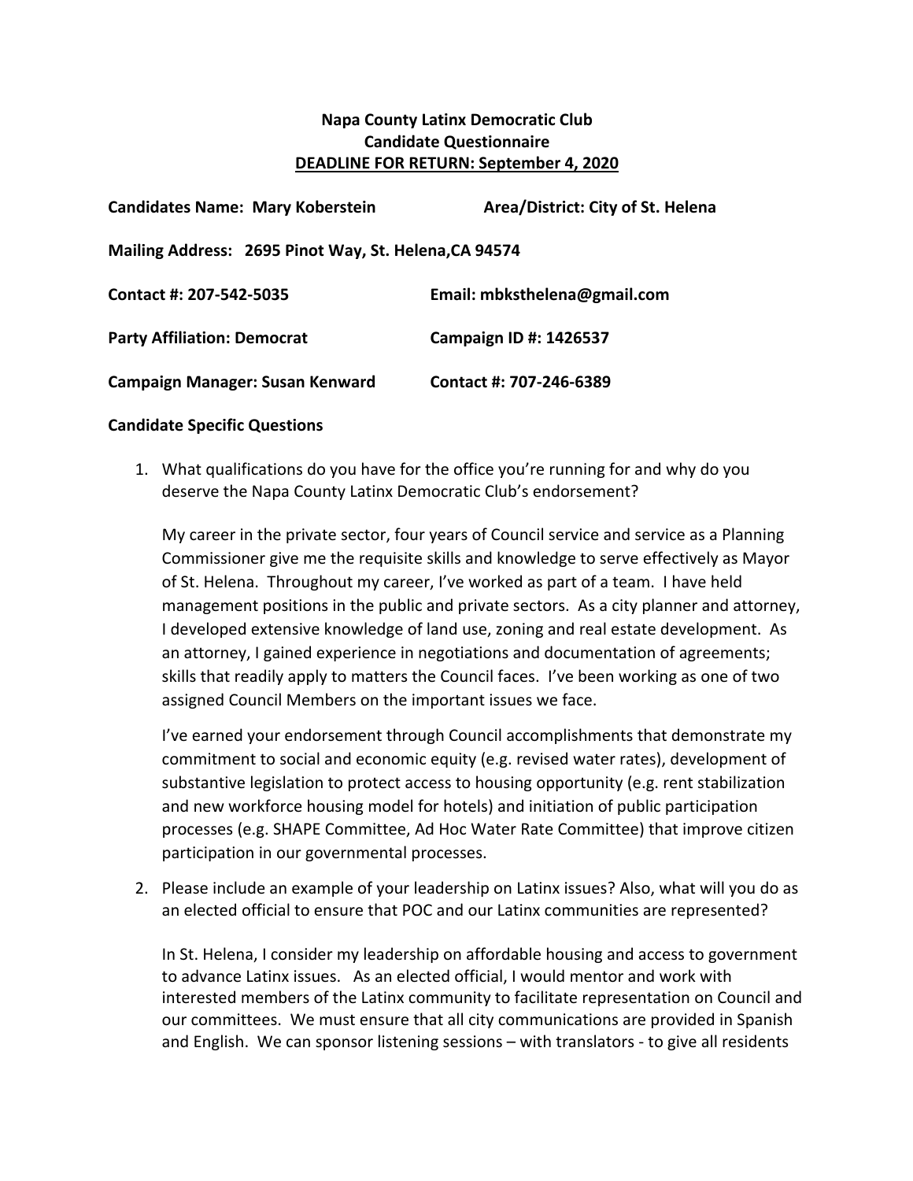**Napa County Latinx Democratic Club**
**Candidate Questionnaire**
**DEADLINE FOR RETURN: September 4, 2020**

**Candidates Name: Mary Koberstein** **Area/District: City of St. Helena**

**Mailing Address: 2695 Pinot Way, St. Helena,CA 94574**

**Contact #: 207-542-5035** **Email: mbksthelena@gmail.com**

**Party Affiliation: Democrat** **Campaign ID #: 1426537**

**Campaign Manager: Susan Kenward** **Contact #: 707-246-6389**

**Candidate Specific Questions**

1. What qualifications do you have for the office you're running for and why do you deserve the Napa County Latinx Democratic Club's endorsement?

   My career in the private sector, four years of Council service and service as a Planning Commissioner give me the requisite skills and knowledge to serve effectively as Mayor of St. Helena. Throughout my career, I've worked as part of a team. I have held management positions in the public and private sectors. As a city planner and attorney, I developed extensive knowledge of land use, zoning and real estate development. As an attorney, I gained experience in negotiations and documentation of agreements; skills that readily apply to matters the Council faces. I've been working as one of two assigned Council Members on the important issues we face.

   I've earned your endorsement through Council accomplishments that demonstrate my commitment to social and economic equity (e.g. revised water rates), development of substantive legislation to protect access to housing opportunity (e.g. rent stabilization and new workforce housing model for hotels) and initiation of public participation processes (e.g. SHAPE Committee, Ad Hoc Water Rate Committee) that improve citizen participation in our governmental processes.

2. Please include an example of your leadership on Latinx issues? Also, what will you do as an elected official to ensure that POC and our Latinx communities are represented?

   In St. Helena, I consider my leadership on affordable housing and access to government to advance Latinx issues. As an elected official, I would mentor and work with interested members of the Latinx community to facilitate representation on Council and our committees. We must ensure that all city communications are provided in Spanish and English. We can sponsor listening sessions – with translators - to give all residents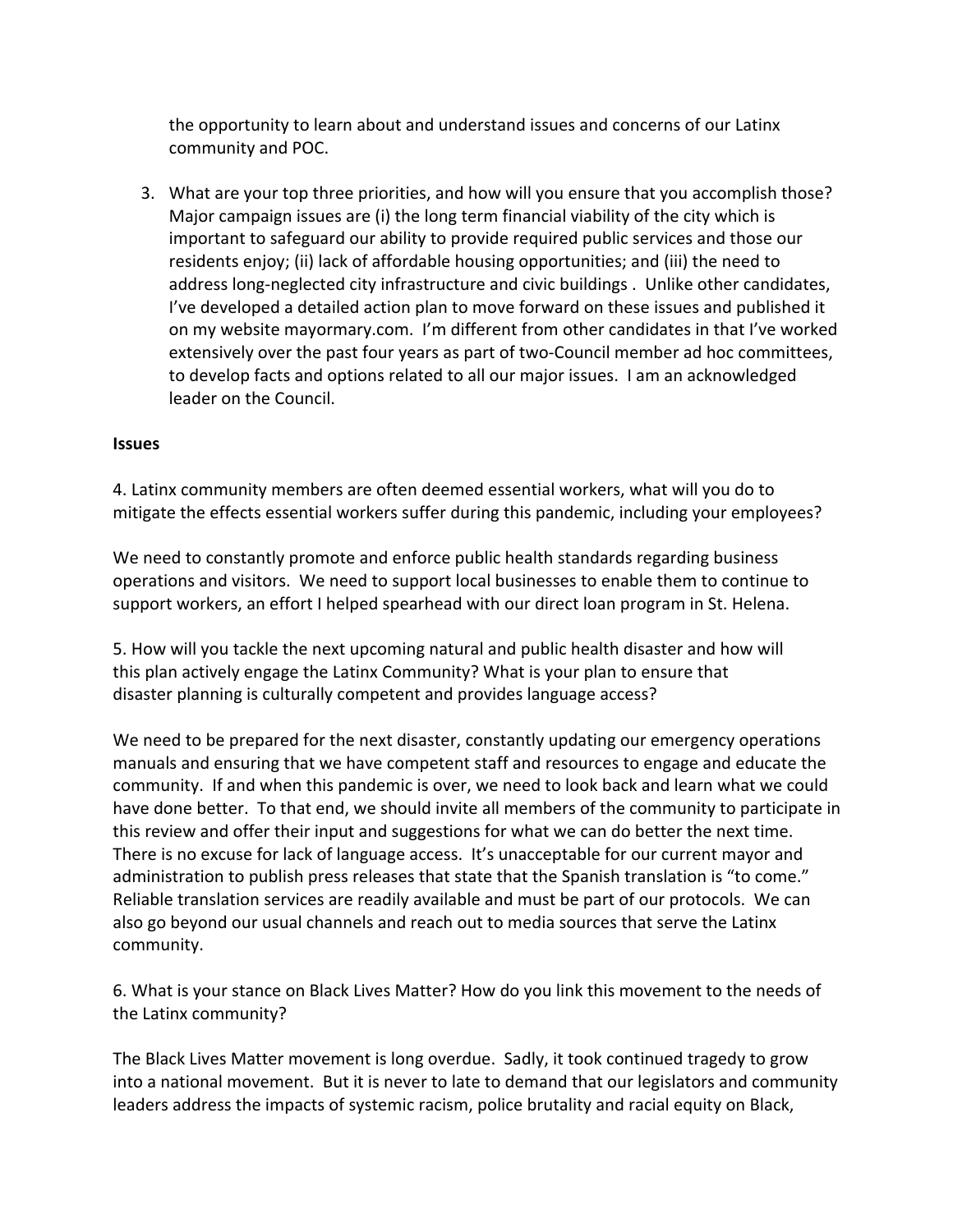the opportunity to learn about and understand issues and concerns of our Latinx community and POC.

3. What are your top three priorities, and how will you ensure that you accomplish those? Major campaign issues are (i) the long term financial viability of the city which is important to safeguard our ability to provide required public services and those our residents enjoy; (ii) lack of affordable housing opportunities; and (iii) the need to address long-neglected city infrastructure and civic buildings . Unlike other candidates, I've developed a detailed action plan to move forward on these issues and published it on my website mayormary.com. I'm different from other candidates in that I've worked extensively over the past four years as part of two-Council member ad hoc committees, to develop facts and options related to all our major issues. I am an acknowledged leader on the Council.

**Issues**

4. Latinx community members are often deemed essential workers, what will you do to mitigate the effects essential workers suffer during this pandemic, including your employees?

We need to constantly promote and enforce public health standards regarding business operations and visitors. We need to support local businesses to enable them to continue to support workers, an effort I helped spearhead with our direct loan program in St. Helena.

5. How will you tackle the next upcoming natural and public health disaster and how will this plan actively engage the Latinx Community? What is your plan to ensure that disaster planning is culturally competent and provides language access?

We need to be prepared for the next disaster, constantly updating our emergency operations manuals and ensuring that we have competent staff and resources to engage and educate the community. If and when this pandemic is over, we need to look back and learn what we could have done better. To that end, we should invite all members of the community to participate in this review and offer their input and suggestions for what we can do better the next time. There is no excuse for lack of language access. It's unacceptable for our current mayor and administration to publish press releases that state that the Spanish translation is "to come." Reliable translation services are readily available and must be part of our protocols. We can also go beyond our usual channels and reach out to media sources that serve the Latinx community.

6. What is your stance on Black Lives Matter? How do you link this movement to the needs of the Latinx community?

The Black Lives Matter movement is long overdue. Sadly, it took continued tragedy to grow into a national movement. But it is never to late to demand that our legislators and community leaders address the impacts of systemic racism, police brutality and racial equity on Black,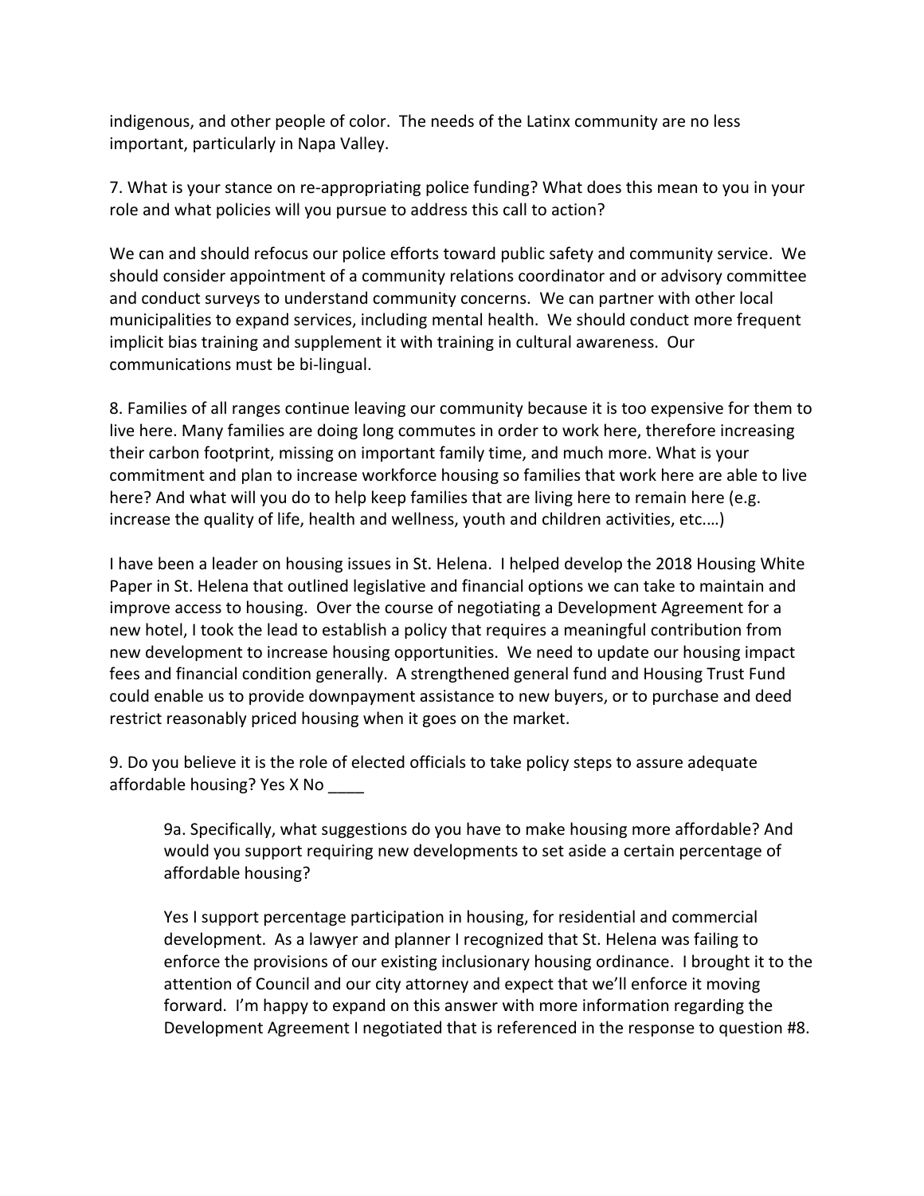indigenous, and other people of color. The needs of the Latinx community are no less important, particularly in Napa Valley.

7. What is your stance on re-appropriating police funding? What does this mean to you in your role and what policies will you pursue to address this call to action?

We can and should refocus our police efforts toward public safety and community service. We should consider appointment of a community relations coordinator and or advisory committee and conduct surveys to understand community concerns. We can partner with other local municipalities to expand services, including mental health. We should conduct more frequent implicit bias training and supplement it with training in cultural awareness. Our communications must be bi-lingual.

8. Families of all ranges continue leaving our community because it is too expensive for them to live here. Many families are doing long commutes in order to work here, therefore increasing their carbon footprint, missing on important family time, and much more. What is your commitment and plan to increase workforce housing so families that work here are able to live here? And what will you do to help keep families that are living here to remain here (e.g. increase the quality of life, health and wellness, youth and children activities, etc.…)

I have been a leader on housing issues in St. Helena. I helped develop the 2018 Housing White Paper in St. Helena that outlined legislative and financial options we can take to maintain and improve access to housing. Over the course of negotiating a Development Agreement for a new hotel, I took the lead to establish a policy that requires a meaningful contribution from new development to increase housing opportunities. We need to update our housing impact fees and financial condition generally. A strengthened general fund and Housing Trust Fund could enable us to provide downpayment assistance to new buyers, or to purchase and deed restrict reasonably priced housing when it goes on the market.

9. Do you believe it is the role of elected officials to take policy steps to assure adequate affordable housing? Yes X No ____

> 9a. Specifically, what suggestions do you have to make housing more affordable? And would you support requiring new developments to set aside a certain percentage of affordable housing?
>
> Yes I support percentage participation in housing, for residential and commercial development. As a lawyer and planner I recognized that St. Helena was failing to enforce the provisions of our existing inclusionary housing ordinance. I brought it to the attention of Council and our city attorney and expect that we'll enforce it moving forward. I'm happy to expand on this answer with more information regarding the Development Agreement I negotiated that is referenced in the response to question #8.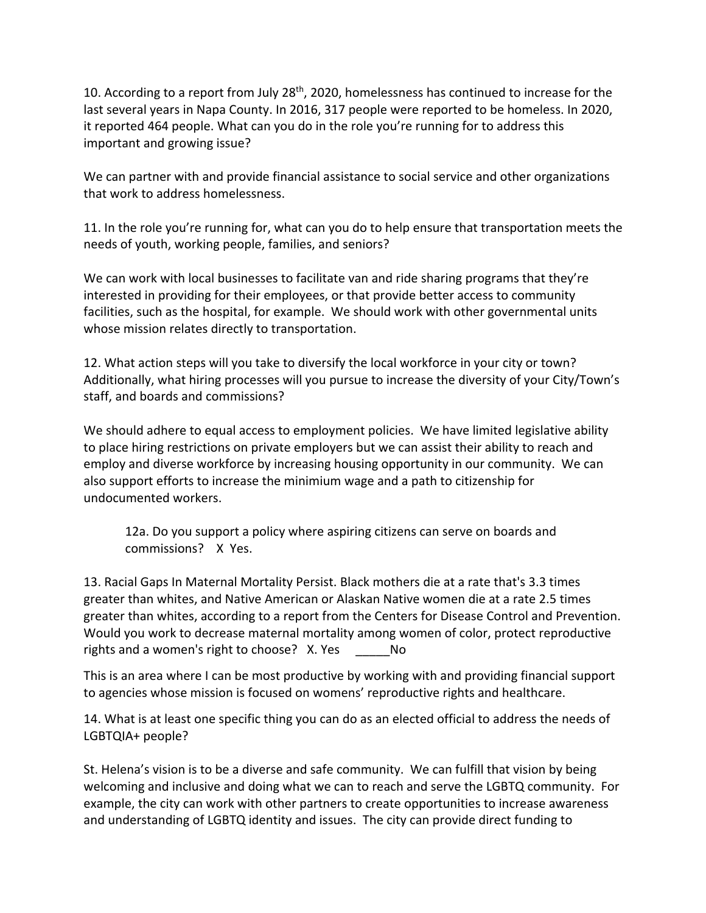10. According to a report from July 28th, 2020, homelessness has continued to increase for the last several years in Napa County. In 2016, 317 people were reported to be homeless. In 2020, it reported 464 people. What can you do in the role you're running for to address this important and growing issue?

We can partner with and provide financial assistance to social service and other organizations that work to address homelessness.

11. In the role you're running for, what can you do to help ensure that transportation meets the needs of youth, working people, families, and seniors?

We can work with local businesses to facilitate van and ride sharing programs that they're interested in providing for their employees, or that provide better access to community facilities, such as the hospital, for example. We should work with other governmental units whose mission relates directly to transportation.

12. What action steps will you take to diversify the local workforce in your city or town? Additionally, what hiring processes will you pursue to increase the diversity of your City/Town's staff, and boards and commissions?

We should adhere to equal access to employment policies. We have limited legislative ability to place hiring restrictions on private employers but we can assist their ability to reach and employ and diverse workforce by increasing housing opportunity in our community. We can also support efforts to increase the minimium wage and a path to citizenship for undocumented workers.

> 12a. Do you support a policy where aspiring citizens can serve on boards and commissions? X Yes.

13. Racial Gaps In Maternal Mortality Persist. Black mothers die at a rate that's 3.3 times greater than whites, and Native American or Alaskan Native women die at a rate 2.5 times greater than whites, according to a report from the Centers for Disease Control and Prevention. Would you work to decrease maternal mortality among women of color, protect reproductive rights and a women's right to choose? X. Yes _____No

This is an area where I can be most productive by working with and providing financial support to agencies whose mission is focused on womens' reproductive rights and healthcare.

14. What is at least one specific thing you can do as an elected official to address the needs of LGBTQIA+ people?

St. Helena's vision is to be a diverse and safe community. We can fulfill that vision by being welcoming and inclusive and doing what we can to reach and serve the LGBTQ community. For example, the city can work with other partners to create opportunities to increase awareness and understanding of LGBTQ identity and issues. The city can provide direct funding to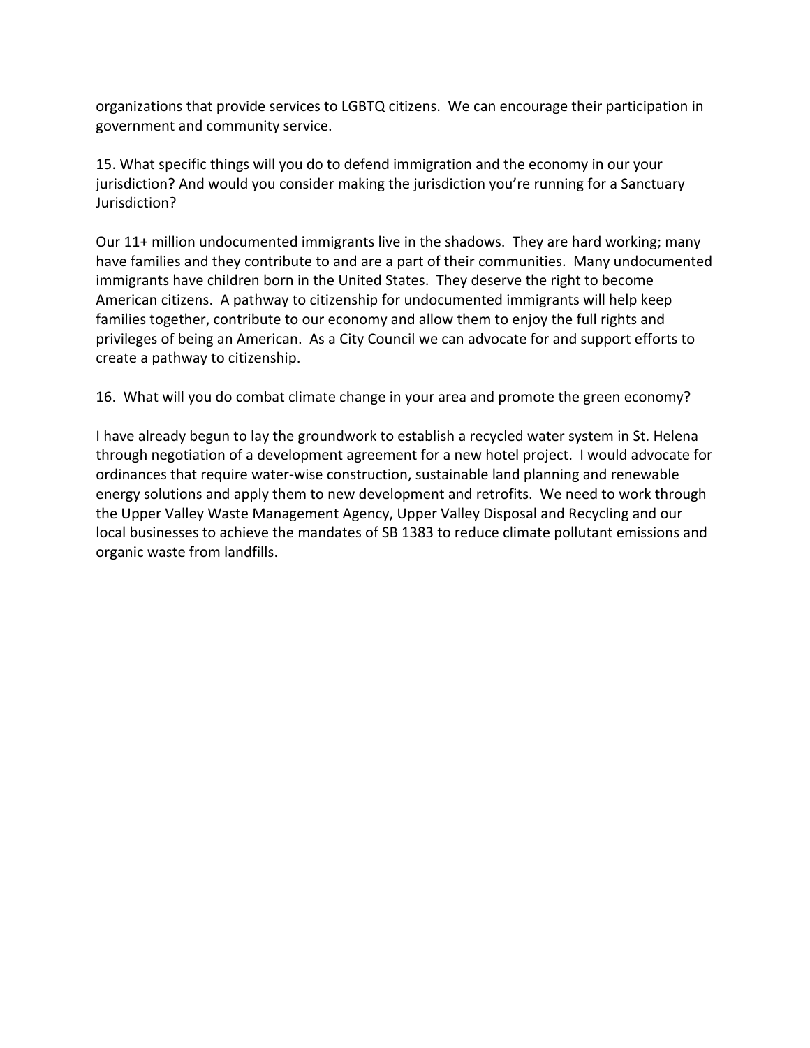organizations that provide services to LGBTQ citizens. We can encourage their participation in government and community service.

15. What specific things will you do to defend immigration and the economy in our your jurisdiction? And would you consider making the jurisdiction you're running for a Sanctuary Jurisdiction?

Our 11+ million undocumented immigrants live in the shadows. They are hard working; many have families and they contribute to and are a part of their communities. Many undocumented immigrants have children born in the United States. They deserve the right to become American citizens. A pathway to citizenship for undocumented immigrants will help keep families together, contribute to our economy and allow them to enjoy the full rights and privileges of being an American. As a City Council we can advocate for and support efforts to create a pathway to citizenship.

16. What will you do combat climate change in your area and promote the green economy?

I have already begun to lay the groundwork to establish a recycled water system in St. Helena through negotiation of a development agreement for a new hotel project. I would advocate for ordinances that require water-wise construction, sustainable land planning and renewable energy solutions and apply them to new development and retrofits. We need to work through the Upper Valley Waste Management Agency, Upper Valley Disposal and Recycling and our local businesses to achieve the mandates of SB 1383 to reduce climate pollutant emissions and organic waste from landfills.